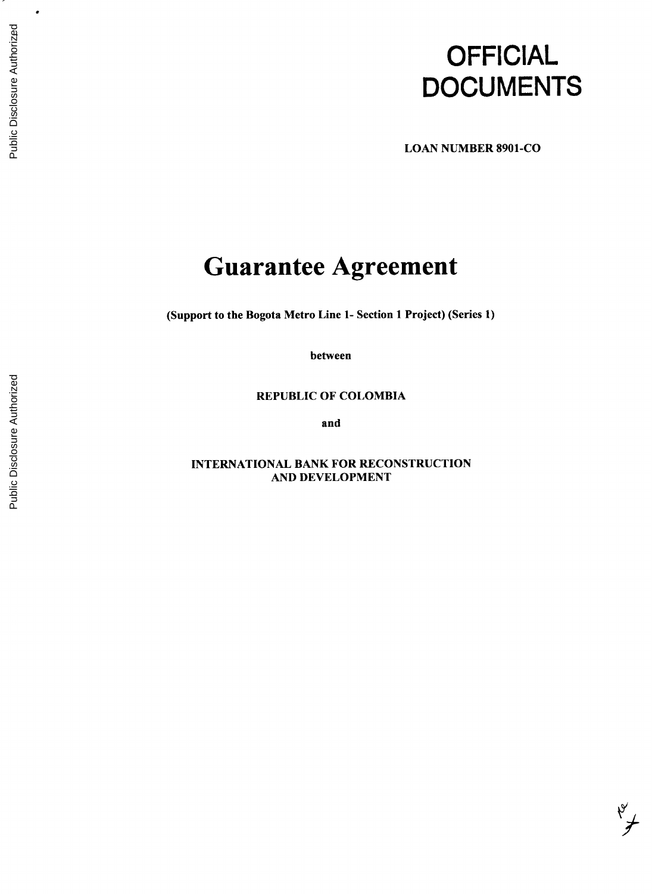# OFFICIAL DOCUMENTS

**LOAN NUMBER 8901-CO**

# Guarantee Agreement

**(Support to the Bogota Metro Line 1- Section 1 Project) (Series 1)**

**between**

**REPUBLIC OF COLOMBIA**

**and**

**INTERNATIONAL BANK FOR RECONSTRUCTION AND DEVELOPMENT**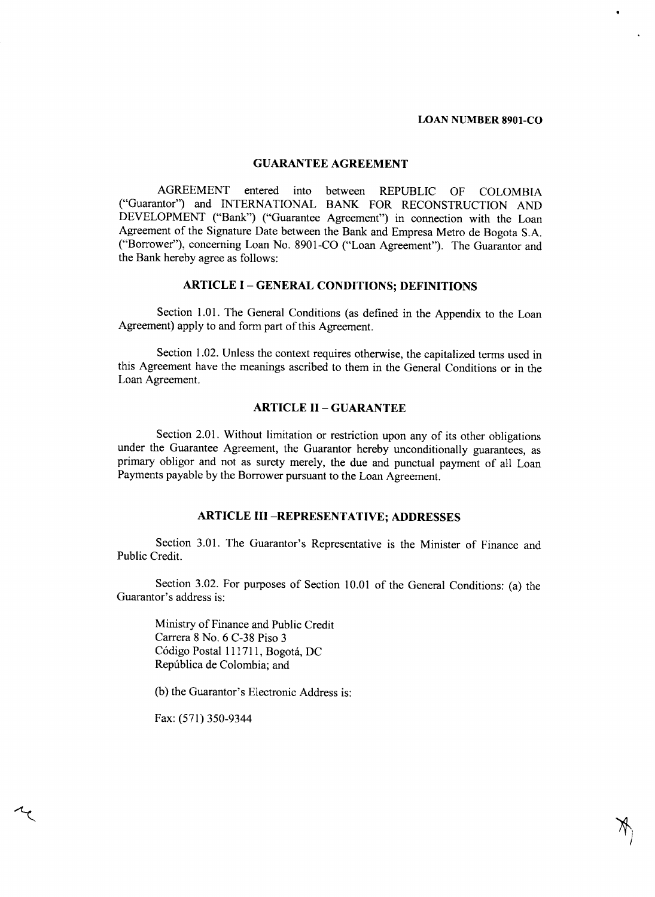**LOAN NUMBER 8901-CO**

# GUARANTEE AGREEMENT

AGREEMENT entered into between REPUBLIC OF COLOMBIA ("Guarantor") and INTERNATIONAL BANK FOR RECONSTRUCTION AND DEVELOPMENT ("Bank") ("Guarantee Agreement") in connection with the Loan Agreement of the Signature Date between the Bank and Empresa Metro de Bogota S.A. ("Borrower"), concerning Loan No. 8901-CO ("Loan Agreement"). The Guarantor and the Bank hereby agree as follows:

## ARTICLE I – GENERAL CONDITIONS; DEFINITIONS

Section 1.01. The General Conditions (as defined in the Appendix to the Loan Agreement) apply to and form part of this Agreement.

Section 1.02. Unless the context requires otherwise, the capitalized terms used in this Agreement have the meanings ascribed to them in the General Conditions or in the Loan Agreement.

## ARTICLE II – GUARANTEE

Section 2.01. Without limitation or restriction upon any of its other obligations under the Guarantee Agreement, the Guarantor hereby unconditionally guarantees, as primary obligor and not as surety merely, the due and punctual payment of all Loan Payments payable by the Borrower pursuant to the Loan Agreement.

## ARTICLE III –REPRESENTATIVE; ADDRESSES

Section 3.01. The Guarantor's Representative is the Minister of Finance and Public Credit.

Section 3.02. For purposes of Section 10.01 of the General Conditions: (a) the Guarantor's address is:

Ministry of Finance and Public Credit
Carrera 8 No. 6 C-38 Piso 3
Código Postal 111711, Bogotá, DC
República de Colombia; and

(b) the Guarantor's Electronic Address is:

Fax: (571) 350-9344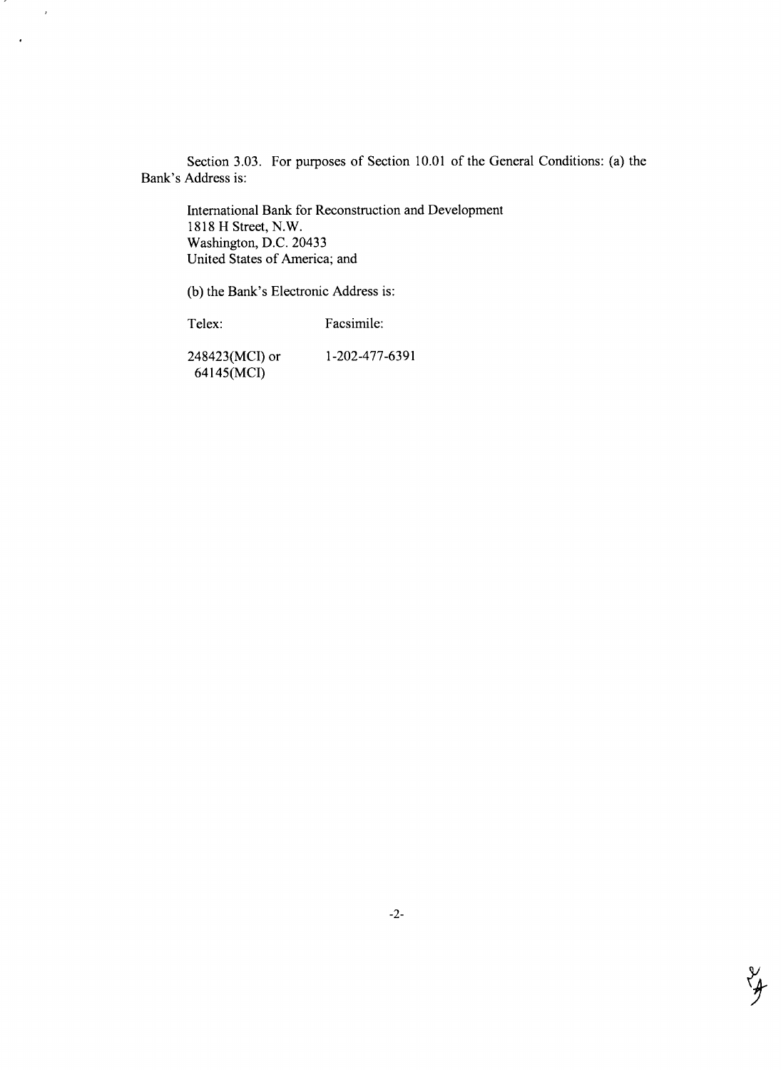Section 3.03. For purposes of Section 10.01 of the General Conditions: (a) the Bank's Address is:

International Bank for Reconstruction and Development
1818 H Street, N.W.
Washington, D.C. 20433
United States of America; and

(b) the Bank's Electronic Address is:

| Telex: | Facsimile: |
|---|---|
| 248423(MCI) or 64145(MCI) | 1-202-477-6391 |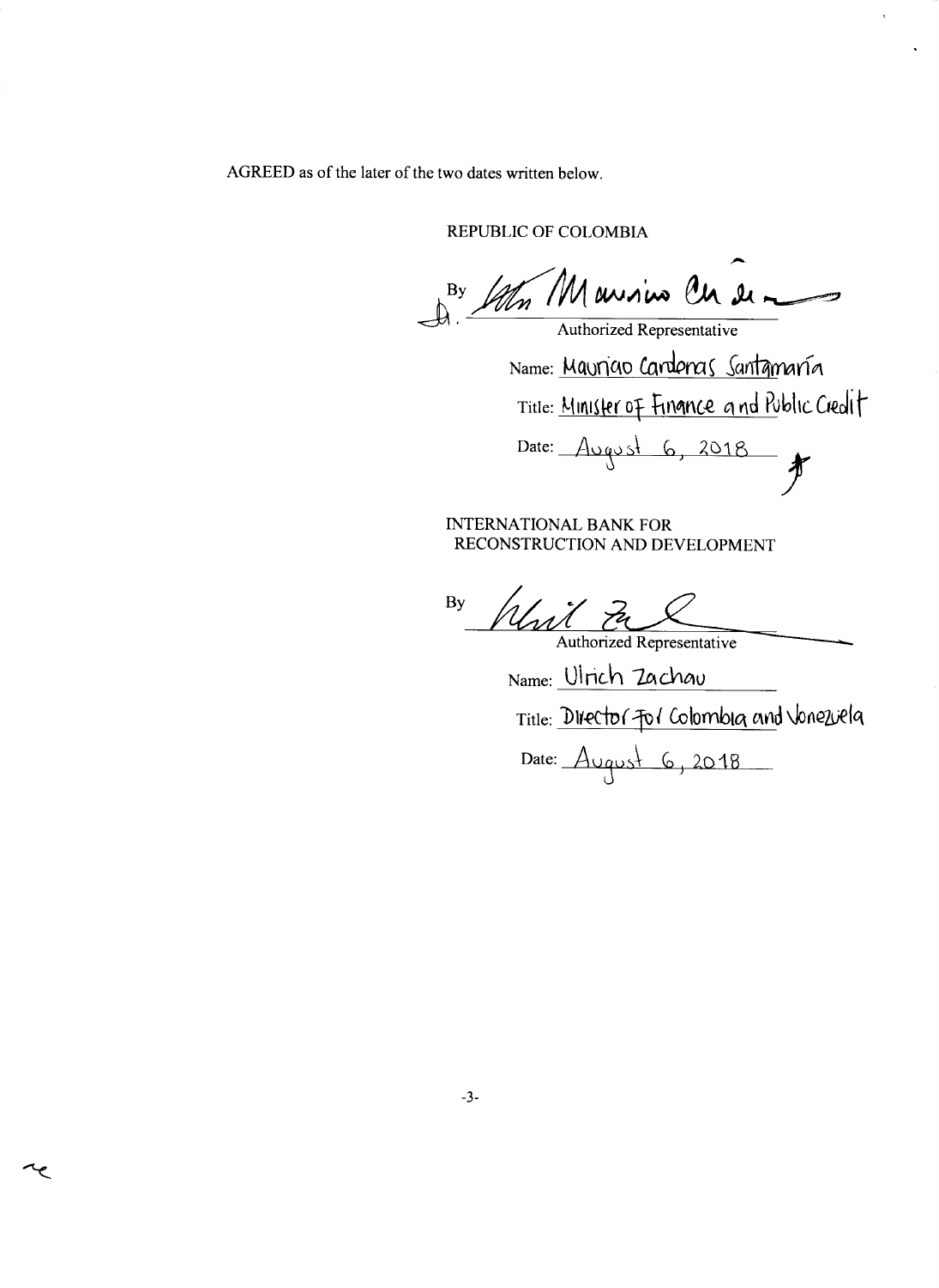AGREED as of the later of the two dates written below.

REPUBLIC OF COLOMBIA

By ______________________________
Authorized Representative

Name: Mauricio Cardenas Santamaría

Title: Minister of Finance and Public Credit

Date: August 6, 2018

INTERNATIONAL BANK FOR RECONSTRUCTION AND DEVELOPMENT

By ______________________________
Authorized Representative

Name: Ulrich Zachau

Title: Director for Colombia and Venezuela

Date: August 6, 2018